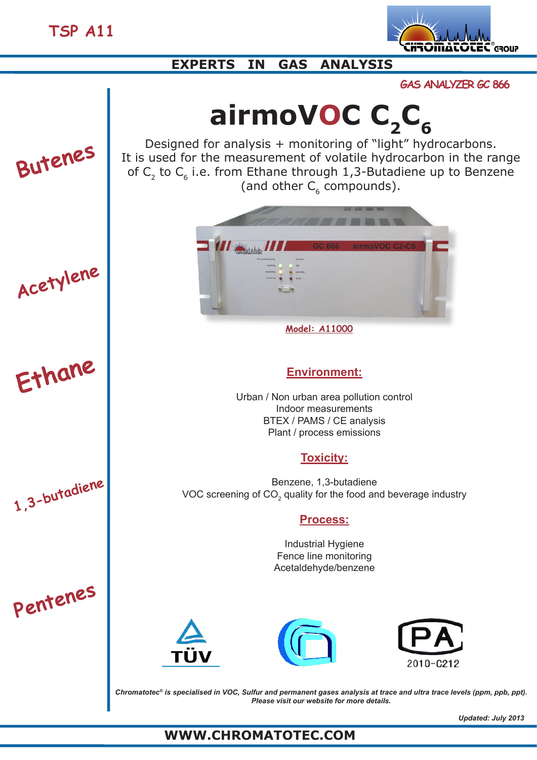TSP A11

EXPERTS IN GAS ANALYSIS

GAS ANALYZER GC 866

# airmoVOC $C_2C_6$

Designed for analysis + monitoring of "light" hydrocarbons.
It is used for the measurement of volatile hydrocarbon in the range of $C_2$ to $C_6$ i.e. from Ethane through 1,3-Butadiene up to Benzene (and other $C_6$ compounds).

Butenes

Acetylene

Ethane

1,3-butadiene

Pentenes

Model: A11000

## Environment:

Urban / Non urban area pollution control
Indoor measurements
BTEX / PAMS / CE analysis
Plant / process emissions

## Toxicity:

Benzene, 1,3-butadiene
VOC screening of $CO_2$ quality for the food and beverage industry

## Process:

Industrial Hygiene
Fence line monitoring
Acetaldehyde/benzene

TÜV

PA 2010-C212

*Chromatotec® is specialised in VOC, Sulfur and permanent gases analysis at trace and ultra trace levels (ppm, ppb, ppt). Please visit our website for more details.*

*Updated: July 2013*

WWW.CHROMATOTEC.COM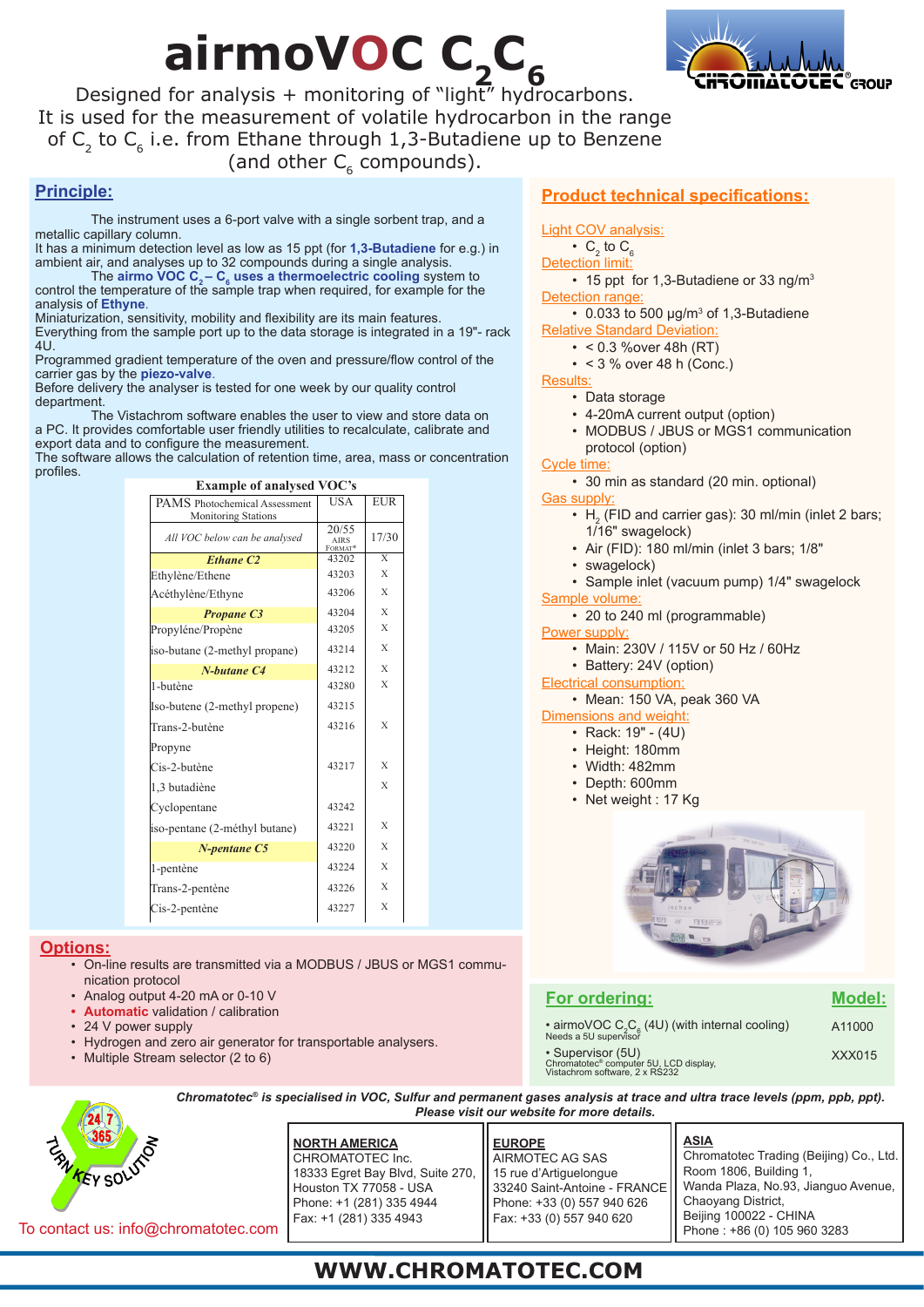# airmoVOC $C_2C_6$

Designed for analysis + monitoring of "light" hydrocarbons.
It is used for the measurement of volatile hydrocarbon in the range of $C_2$ to $C_6$ i.e. from Ethane through 1,3-Butadiene up to Benzene (and other $C_6$ compounds).

## Principle:

The instrument uses a 6-port valve with a single sorbent trap, and a metallic capillary column.
It has a minimum detection level as low as 15 ppt (for **1,3-Butadiene** for e.g.) in ambient air, and analyses up to 32 compounds during a single analysis.
The **airmo VOC $C_2$ – $C_6$ uses a thermoelectric cooling** system to control the temperature of the sample trap when required, for example for the analysis of **Ethyne**.
Miniaturization, sensitivity, mobility and flexibility are its main features.
Everything from the sample port up to the data storage is integrated in a 19"- rack 4U.
Programmed gradient temperature of the oven and pressure/flow control of the carrier gas by the **piezo-valve**.
Before delivery the analyser is tested for one week by our quality control department.
The Vistachrom software enables the user to view and store data on a PC. It provides comfortable user friendly utilities to recalculate, calibrate and export data and to configure the measurement.
The software allows the calculation of retention time, area, mass or concentration profiles.

**Example of analysed VOC's**

| PAMS Photochemical Assessment Monitoring Stations | USA | EUR |
|---|---|---|
| *All VOC below can be analysed* | 20/55 AIRS FORMAT* | 17/30 |
| ***Ethane C2*** | 43202 | X |
| Ethylène/Ethene | 43203 | X |
| Acéthylène/Ethyne | 43206 | X |
| ***Propane C3*** | 43204 | X |
| Propylène/Propène | 43205 | X |
| iso-butane (2-methyl propane) | 43214 | X |
| ***N-butane C4*** | 43212 | X |
| 1-butène | 43280 | X |
| Iso-butene (2-methyl propene) | 43215 | |
| Trans-2-butène | 43216 | X |
| Propyne | | |
| Cis-2-butène | 43217 | X |
| 1,3 butadiène | | X |
| Cyclopentane | 43242 | |
| iso-pentane (2-méthyl butane) | 43221 | X |
| ***N-pentane C5*** | 43220 | X |
| 1-pentène | 43224 | X |
| Trans-2-pentène | 43226 | X |
| Cis-2-pentène | 43227 | X |

## Options:

- On-line results are transmitted via a MODBUS / JBUS or MGS1 communication protocol
- Analog output 4-20 mA or 0-10 V
- **Automatic** validation / calibration
- 24 V power supply
- Hydrogen and zero air generator for transportable analysers.
- Multiple Stream selector (2 to 6)

## Product technical specifications:

Light COV analysis:
- $C_2$ to $C_6$

Detection limit:
- 15 ppt for 1,3-Butadiene or 33 ng/m$^3$

Detection range:
- 0.033 to 500 µg/m$^3$ of 1,3-Butadiene

Relative Standard Deviation:
- < 0.3 %over 48h (RT)
- < 3 % over 48 h (Conc.)

Results:
- Data storage
- 4-20mA current output (option)
- MODBUS / JBUS or MGS1 communication protocol (option)

Cycle time:
- 30 min as standard (20 min. optional)

Gas supply:
- $H_2$ (FID and carrier gas): 30 ml/min (inlet 2 bars; 1/16" swagelock)
- Air (FID): 180 ml/min (inlet 3 bars; 1/8"
- swagelock)
- Sample inlet (vacuum pump) 1/4" swagelock

Sample volume:
- 20 to 240 ml (programmable)

Power supply:
- Main: 230V / 115V or 50 Hz / 60Hz
- Battery: 24V (option)

Electrical consumption:
- Mean: 150 VA, peak 360 VA

Dimensions and weight:
- Rack: 19" - (4U)
- Height: 180mm
- Width: 482mm
- Depth: 600mm
- Net weight : 17 Kg

## For ordering:

| For ordering | Model |
|---|---|
| • airmoVOC $C_2C_6$ (4U) (with internal cooling) Needs a 5U supervisor | A11000 |
| • Supervisor (5U) Chromatotec® computer 5U, LCD display, Vistachrom software, 2 x RS232 | XXX015 |

*Chromatotec® is specialised in VOC, Sulfur and permanent gases analysis at trace and ultra trace levels (ppm, ppb, ppt). Please visit our website for more details.*

24/7 365 TURN KEY SOLUTION

To contact us: info@chromatotec.com

**NORTH AMERICA**
CHROMATOTEC Inc.
18333 Egret Bay Blvd, Suite 270,
Houston TX 77058 - USA
Phone: +1 (281) 335 4944
Fax: +1 (281) 335 4943

**EUROPE**
AIRMOTEC AG SAS
15 rue d'Artiguelongue
33240 Saint-Antoine - FRANCE
Phone: +33 (0) 557 940 626
Fax: +33 (0) 557 940 620

**ASIA**
Chromatotec Trading (Beijing) Co., Ltd.
Room 1806, Building 1,
Wanda Plaza, No.93, Jianguo Avenue,
Chaoyang District,
Beijing 100022 - CHINA
Phone : +86 (0) 105 960 3283

**WWW.CHROMATOTEC.COM**